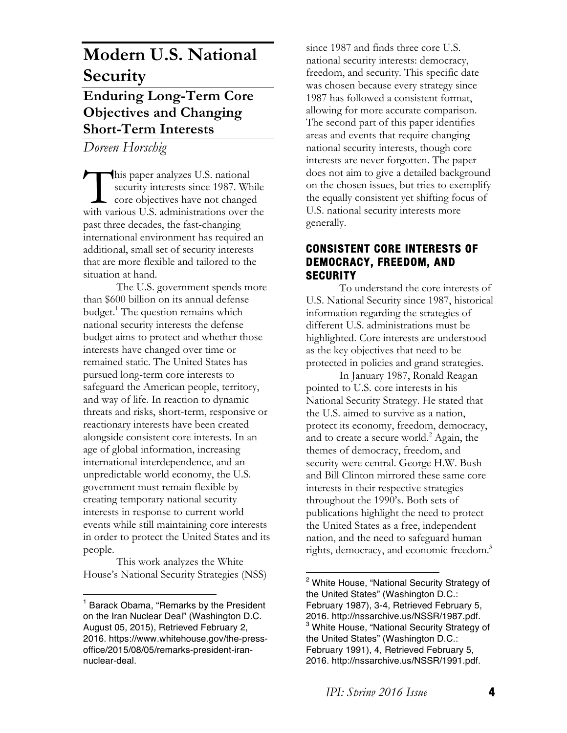# Modern U.S. National Security

## Enduring Long-Term Core Objectives and Changing Short-Term Interests

*Doreen Horschig*

This paper analyzes U.S. national security interests since 1987. While core objectives have not changed with various U.S. administrations over the past three decades, the fast-changing international environment has required an additional, small set of security interests that are more flexible and tailored to the situation at hand.

The U.S. government spends more than $600 billion on its annual defense budget.[1] The question remains which national security interests the defense budget aims to protect and whether those interests have changed over time or remained static. The United States has pursued long-term core interests to safeguard the American people, territory, and way of life. In reaction to dynamic threats and risks, short-term, responsive or reactionary interests have been created alongside consistent core interests. In an age of global information, increasing international interdependence, and an unpredictable world economy, the U.S. government must remain flexible by creating temporary national security interests in response to current world events while still maintaining core interests in order to protect the United States and its people.

This work analyzes the White House's National Security Strategies (NSS) since 1987 and finds three core U.S. national security interests: democracy, freedom, and security. This specific date was chosen because every strategy since 1987 has followed a consistent format, allowing for more accurate comparison. The second part of this paper identifies areas and events that require changing national security interests, though core interests are never forgotten. The paper does not aim to give a detailed background on the chosen issues, but tries to exemplify the equally consistent yet shifting focus of U.S. national security interests more generally.

### CONSISTENT CORE INTERESTS OF DEMOCRACY, FREEDOM, AND SECURITY

To understand the core interests of U.S. National Security since 1987, historical information regarding the strategies of different U.S. administrations must be highlighted. Core interests are understood as the key objectives that need to be protected in policies and grand strategies.

In January 1987, Ronald Reagan pointed to U.S. core interests in his National Security Strategy. He stated that the U.S. aimed to survive as a nation, protect its economy, freedom, democracy, and to create a secure world.[2] Again, the themes of democracy, freedom, and security were central. George H.W. Bush and Bill Clinton mirrored these same core interests in their respective strategies throughout the 1990's. Both sets of publications highlight the need to protect the United States as a free, independent nation, and the need to safeguard human rights, democracy, and economic freedom.[3]

---

[1] Barack Obama, "Remarks by the President on the Iran Nuclear Deal" (Washington D.C. August 05, 2015), Retrieved February 2, 2016. https://www.whitehouse.gov/the-press-office/2015/08/05/remarks-president-iran-nuclear-deal.

[2] White House, "National Security Strategy of the United States" (Washington D.C.: February 1987), 3-4, Retrieved February 5, 2016. http://nssarchive.us/NSSR/1987.pdf.

[3] White House, "National Security Strategy of the United States" (Washington D.C.: February 1991), 4, Retrieved February 5, 2016. http://nssarchive.us/NSSR/1991.pdf.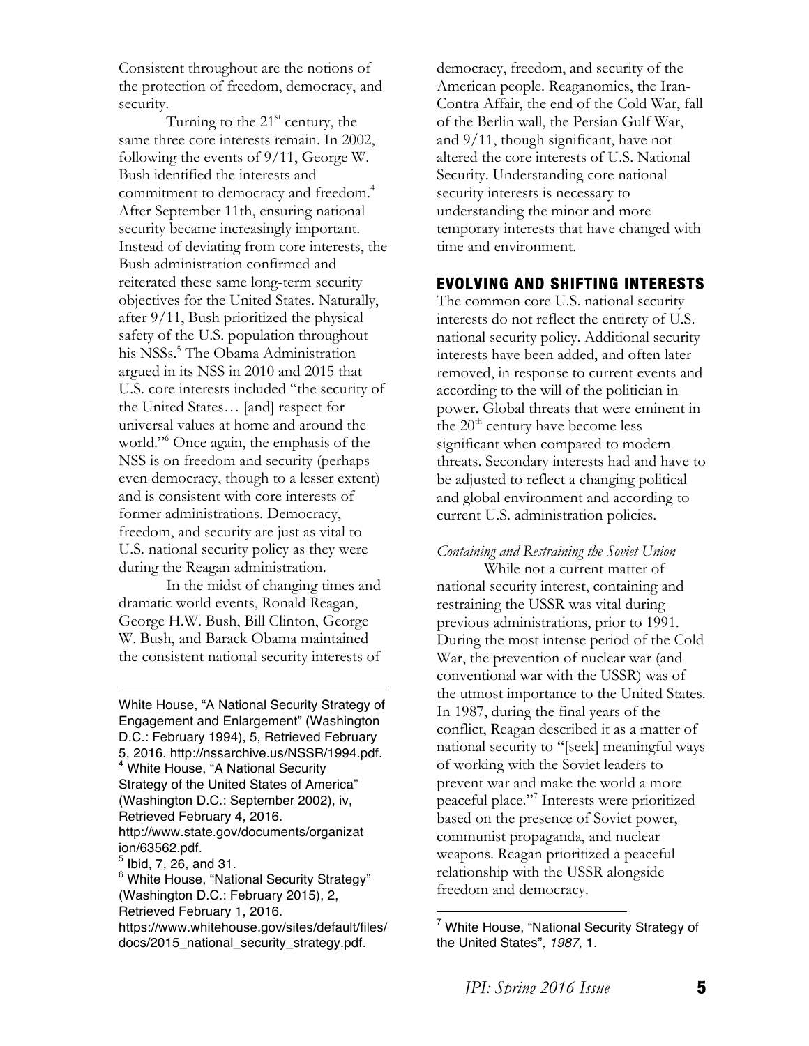Consistent throughout are the notions of the protection of freedom, democracy, and security.

Turning to the 21st century, the same three core interests remain. In 2002, following the events of 9/11, George W. Bush identified the interests and commitment to democracy and freedom.[4] After September 11th, ensuring national security became increasingly important. Instead of deviating from core interests, the Bush administration confirmed and reiterated these same long-term security objectives for the United States. Naturally, after 9/11, Bush prioritized the physical safety of the U.S. population throughout his NSSs.[5] The Obama Administration argued in its NSS in 2010 and 2015 that U.S. core interests included "the security of the United States… [and] respect for universal values at home and around the world."[6] Once again, the emphasis of the NSS is on freedom and security (perhaps even democracy, though to a lesser extent) and is consistent with core interests of former administrations. Democracy, freedom, and security are just as vital to U.S. national security policy as they were during the Reagan administration.

In the midst of changing times and dramatic world events, Ronald Reagan, George H.W. Bush, Bill Clinton, George W. Bush, and Barack Obama maintained the consistent national security interests of democracy, freedom, and security of the American people. Reaganomics, the Iran-Contra Affair, the end of the Cold War, fall of the Berlin wall, the Persian Gulf War, and 9/11, though significant, have not altered the core interests of U.S. National Security. Understanding core national security interests is necessary to understanding the minor and more temporary interests that have changed with time and environment.

## EVOLVING AND SHIFTING INTERESTS

The common core U.S. national security interests do not reflect the entirety of U.S. national security policy. Additional security interests have been added, and often later removed, in response to current events and according to the will of the politician in power. Global threats that were eminent in the 20th century have become less significant when compared to modern threats. Secondary interests had and have to be adjusted to reflect a changing political and global environment and according to current U.S. administration policies.

*Containing and Restraining the Soviet Union*

While not a current matter of national security interest, containing and restraining the USSR was vital during previous administrations, prior to 1991. During the most intense period of the Cold War, the prevention of nuclear war (and conventional war with the USSR) was of the utmost importance to the United States. In 1987, during the final years of the conflict, Reagan described it as a matter of national security to "[seek] meaningful ways of working with the Soviet leaders to prevent war and make the world a more peaceful place."[7] Interests were prioritized based on the presence of Soviet power, communist propaganda, and nuclear weapons. Reagan prioritized a peaceful relationship with the USSR alongside freedom and democracy.

---

White House, "A National Security Strategy of Engagement and Enlargement" (Washington D.C.: February 1994), 5, Retrieved February 5, 2016. http://nssarchive.us/NSSR/1994.pdf.

[4] White House, "A National Security Strategy of the United States of America" (Washington D.C.: September 2002), iv, Retrieved February 4, 2016. http://www.state.gov/documents/organization/63562.pdf.

[5] Ibid, 7, 26, and 31.

[6] White House, "National Security Strategy" (Washington D.C.: February 2015), 2, Retrieved February 1, 2016. https://www.whitehouse.gov/sites/default/files/docs/2015_national_security_strategy.pdf.

[7] White House, "National Security Strategy of the United States", *1987*, 1.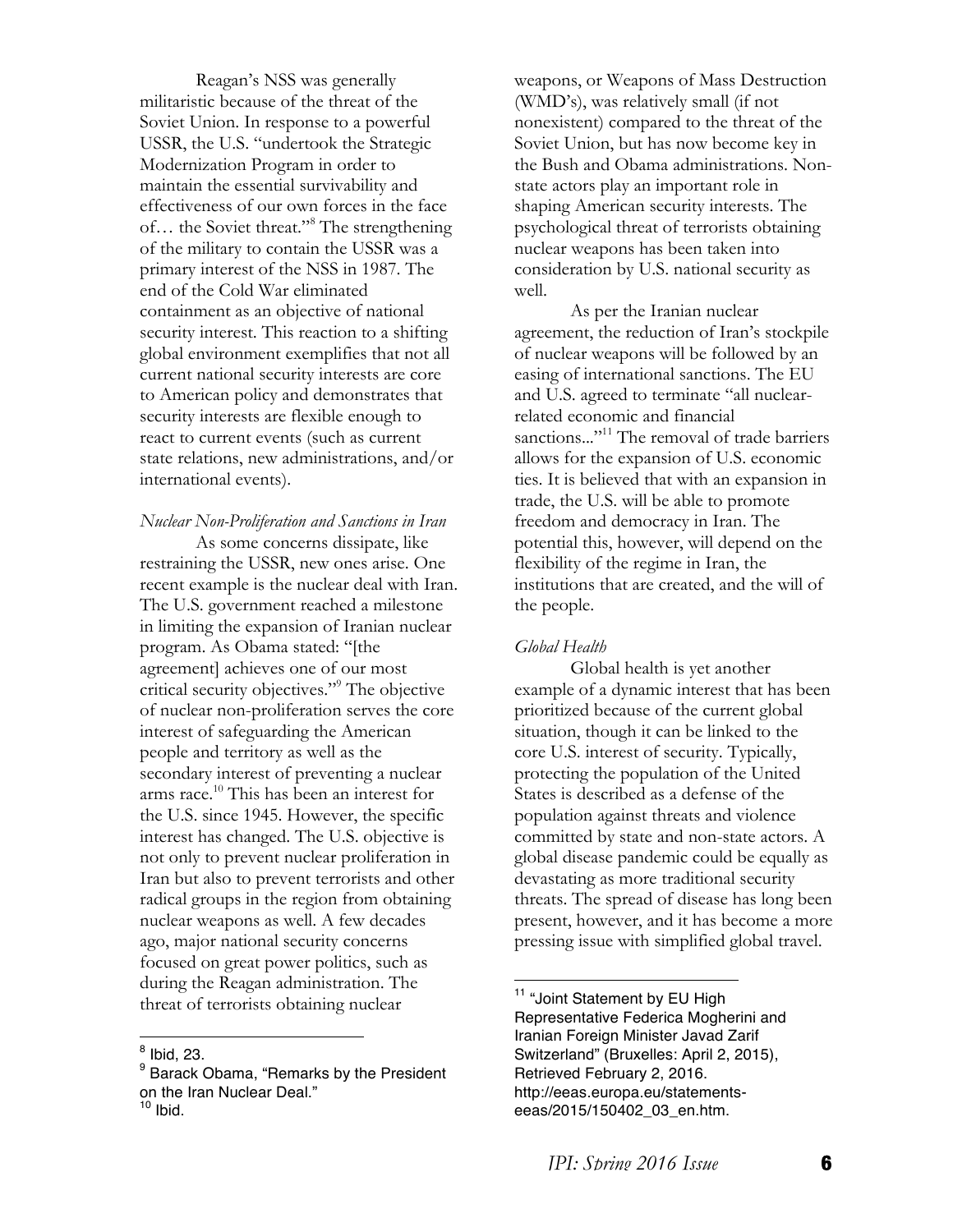Reagan's NSS was generally militaristic because of the threat of the Soviet Union. In response to a powerful USSR, the U.S. "undertook the Strategic Modernization Program in order to maintain the essential survivability and effectiveness of our own forces in the face of… the Soviet threat."[8] The strengthening of the military to contain the USSR was a primary interest of the NSS in 1987. The end of the Cold War eliminated containment as an objective of national security interest. This reaction to a shifting global environment exemplifies that not all current national security interests are core to American policy and demonstrates that security interests are flexible enough to react to current events (such as current state relations, new administrations, and/or international events).

*Nuclear Non-Proliferation and Sanctions in Iran*

As some concerns dissipate, like restraining the USSR, new ones arise. One recent example is the nuclear deal with Iran. The U.S. government reached a milestone in limiting the expansion of Iranian nuclear program. As Obama stated: "[the agreement] achieves one of our most critical security objectives."[9] The objective of nuclear non-proliferation serves the core interest of safeguarding the American people and territory as well as the secondary interest of preventing a nuclear arms race.[10] This has been an interest for the U.S. since 1945. However, the specific interest has changed. The U.S. objective is not only to prevent nuclear proliferation in Iran but also to prevent terrorists and other radical groups in the region from obtaining nuclear weapons as well. A few decades ago, major national security concerns focused on great power politics, such as during the Reagan administration. The threat of terrorists obtaining nuclear weapons, or Weapons of Mass Destruction (WMD's), was relatively small (if not nonexistent) compared to the threat of the Soviet Union, but has now become key in the Bush and Obama administrations. Non-state actors play an important role in shaping American security interests. The psychological threat of terrorists obtaining nuclear weapons has been taken into consideration by U.S. national security as well.

As per the Iranian nuclear agreement, the reduction of Iran's stockpile of nuclear weapons will be followed by an easing of international sanctions. The EU and U.S. agreed to terminate "all nuclear-related economic and financial sanctions..."[11] The removal of trade barriers allows for the expansion of U.S. economic ties. It is believed that with an expansion in trade, the U.S. will be able to promote freedom and democracy in Iran. The potential this, however, will depend on the flexibility of the regime in Iran, the institutions that are created, and the will of the people.

*Global Health*

Global health is yet another example of a dynamic interest that has been prioritized because of the current global situation, though it can be linked to the core U.S. interest of security. Typically, protecting the population of the United States is described as a defense of the population against threats and violence committed by state and non-state actors. A global disease pandemic could be equally as devastating as more traditional security threats. The spread of disease has long been present, however, and it has become a more pressing issue with simplified global travel.

---

[8] Ibid, 23.

[9] Barack Obama, "Remarks by the President on the Iran Nuclear Deal."

[10] Ibid.

[11] "Joint Statement by EU High Representative Federica Mogherini and Iranian Foreign Minister Javad Zarif Switzerland" (Bruxelles: April 2, 2015), Retrieved February 2, 2016. http://eeas.europa.eu/statements-eeas/2015/150402_03_en.htm.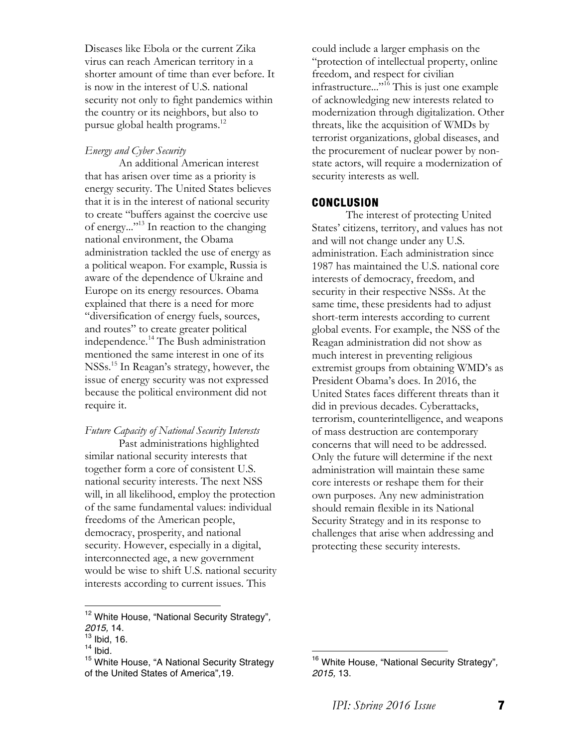Diseases like Ebola or the current Zika virus can reach American territory in a shorter amount of time than ever before. It is now in the interest of U.S. national security not only to fight pandemics within the country or its neighbors, but also to pursue global health programs.[12]

*Energy and Cyber Security*

An additional American interest that has arisen over time as a priority is energy security. The United States believes that it is in the interest of national security to create "buffers against the coercive use of energy..."[13] In reaction to the changing national environment, the Obama administration tackled the use of energy as a political weapon. For example, Russia is aware of the dependence of Ukraine and Europe on its energy resources. Obama explained that there is a need for more "diversification of energy fuels, sources, and routes" to create greater political independence.[14] The Bush administration mentioned the same interest in one of its NSSs.[15] In Reagan's strategy, however, the issue of energy security was not expressed because the political environment did not require it.

*Future Capacity of National Security Interests*

Past administrations highlighted similar national security interests that together form a core of consistent U.S. national security interests. The next NSS will, in all likelihood, employ the protection of the same fundamental values: individual freedoms of the American people, democracy, prosperity, and national security. However, especially in a digital, interconnected age, a new government would be wise to shift U.S. national security interests according to current issues. This could include a larger emphasis on the "protection of intellectual property, online freedom, and respect for civilian infrastructure..."[16] This is just one example of acknowledging new interests related to modernization through digitalization. Other threats, like the acquisition of WMDs by terrorist organizations, global diseases, and the procurement of nuclear power by non-state actors, will require a modernization of security interests as well.

## CONCLUSION

The interest of protecting United States' citizens, territory, and values has not and will not change under any U.S. administration. Each administration since 1987 has maintained the U.S. national core interests of democracy, freedom, and security in their respective NSSs. At the same time, these presidents had to adjust short-term interests according to current global events. For example, the NSS of the Reagan administration did not show as much interest in preventing religious extremist groups from obtaining WMD's as President Obama's does. In 2016, the United States faces different threats than it did in previous decades. Cyberattacks, terrorism, counterintelligence, and weapons of mass destruction are contemporary concerns that will need to be addressed. Only the future will determine if the next administration will maintain these same core interests or reshape them for their own purposes. Any new administration should remain flexible in its National Security Strategy and in its response to challenges that arise when addressing and protecting these security interests.

---

[12] White House, "National Security Strategy", *2015,* 14.

[13] Ibid, 16.

[14] Ibid.

[15] White House, "A National Security Strategy of the United States of America",19.

[16] White House, "National Security Strategy", *2015,* 13.